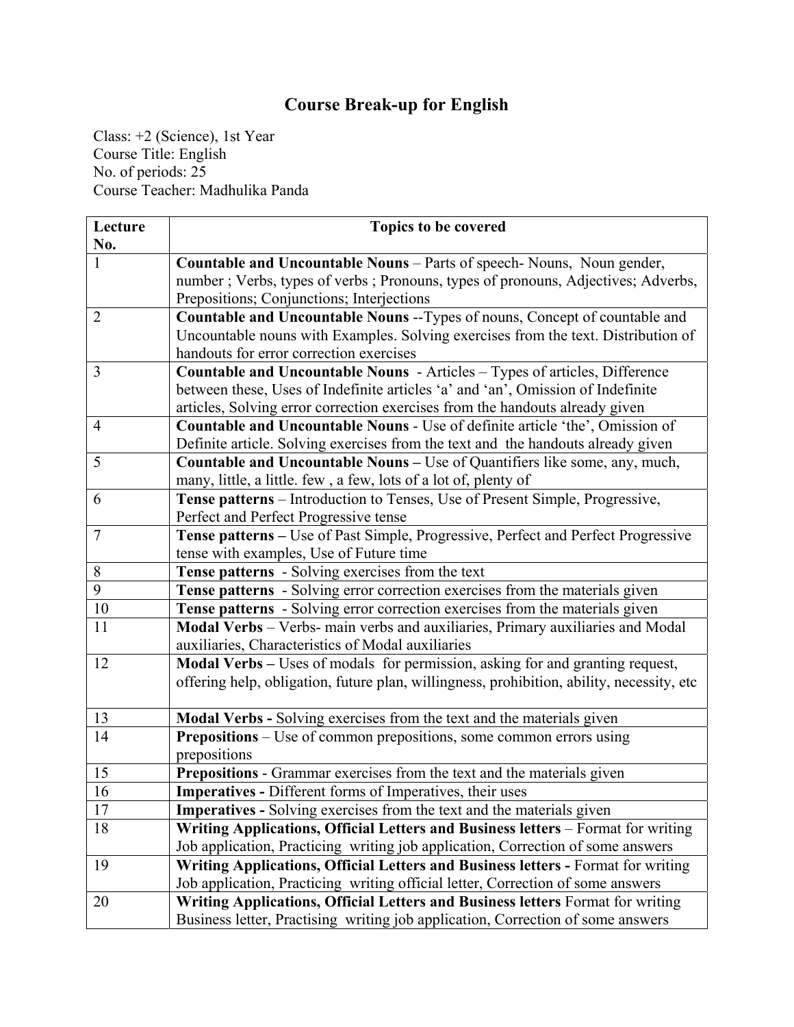# Course Break-up for English

Class: +2 (Science), 1st Year
Course Title: English
No. of periods: 25
Course Teacher: Madhulika Panda

| Lecture No. | Topics to be covered |
|---|---|
| 1 | **Countable and Uncountable Nouns** – Parts of speech- Nouns, Noun gender, number ; Verbs, types of verbs ; Pronouns, types of pronouns, Adjectives; Adverbs, Prepositions; Conjunctions; Interjections |
| 2 | **Countable and Uncountable Nouns** --Types of nouns, Concept of countable and Uncountable nouns with Examples. Solving exercises from the text. Distribution of handouts for error correction exercises |
| 3 | **Countable and Uncountable Nouns** - Articles – Types of articles, Difference between these, Uses of Indefinite articles 'a' and 'an', Omission of Indefinite articles, Solving error correction exercises from the handouts already given |
| 4 | **Countable and Uncountable Nouns** - Use of definite article 'the', Omission of Definite article. Solving exercises from the text and the handouts already given |
| 5 | **Countable and Uncountable Nouns –** Use of Quantifiers like some, any, much, many, little, a little. few , a few, lots of a lot of, plenty of |
| 6 | **Tense patterns** – Introduction to Tenses, Use of Present Simple, Progressive, Perfect and Perfect Progressive tense |
| 7 | **Tense patterns –** Use of Past Simple, Progressive, Perfect and Perfect Progressive tense with examples, Use of Future time |
| 8 | **Tense patterns** - Solving exercises from the text |
| 9 | **Tense patterns** - Solving error correction exercises from the materials given |
| 10 | **Tense patterns** - Solving error correction exercises from the materials given |
| 11 | **Modal Verbs** – Verbs- main verbs and auxiliaries, Primary auxiliaries and Modal auxiliaries, Characteristics of Modal auxiliaries |
| 12 | **Modal Verbs –** Uses of modals for permission, asking for and granting request, offering help, obligation, future plan, willingness, prohibition, ability, necessity, etc |
| 13 | **Modal Verbs -** Solving exercises from the text and the materials given |
| 14 | **Prepositions** – Use of common prepositions, some common errors using prepositions |
| 15 | **Prepositions** - Grammar exercises from the text and the materials given |
| 16 | **Imperatives -** Different forms of Imperatives, their uses |
| 17 | **Imperatives -** Solving exercises from the text and the materials given |
| 18 | **Writing Applications, Official Letters and Business letters** – Format for writing Job application, Practicing writing job application, Correction of some answers |
| 19 | **Writing Applications, Official Letters and Business letters -** Format for writing Job application, Practicing writing official letter, Correction of some answers |
| 20 | **Writing Applications, Official Letters and Business letters** Format for writing Business letter, Practising writing job application, Correction of some answers |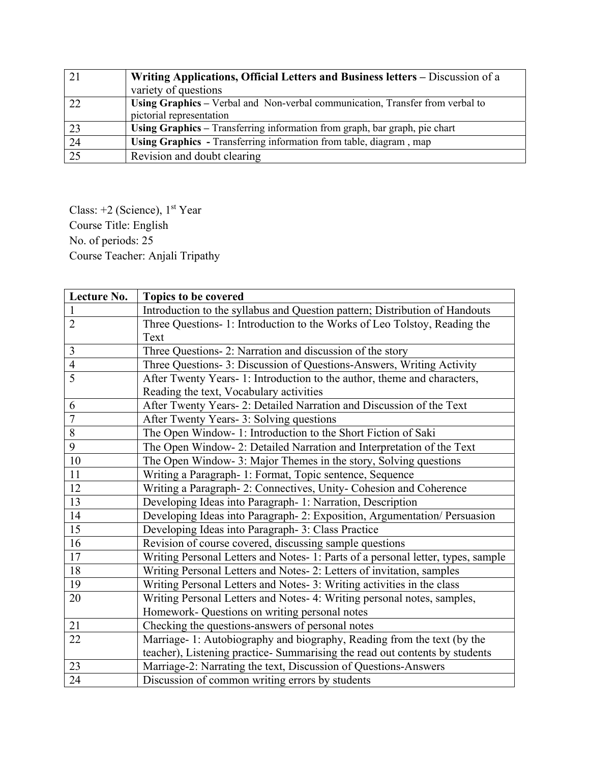| | |
|---|---|
| 21 | **Writing Applications, Official Letters and Business letters –** Discussion of a variety of questions |
| 22 | **Using Graphics –** Verbal and Non-verbal communication, Transfer from verbal to pictorial representation |
| 23 | **Using Graphics –** Transferring information from graph, bar graph, pie chart |
| 24 | **Using Graphics -** Transferring information from table, diagram , map |
| 25 | Revision and doubt clearing |

Class: +2 (Science), 1st Year
Course Title: English
No. of periods: 25
Course Teacher: Anjali Tripathy

| Lecture No. | Topics to be covered |
|---|---|
| 1 | Introduction to the syllabus and Question pattern; Distribution of Handouts |
| 2 | Three Questions- 1: Introduction to the Works of Leo Tolstoy, Reading the Text |
| 3 | Three Questions- 2: Narration and discussion of the story |
| 4 | Three Questions- 3: Discussion of Questions-Answers, Writing Activity |
| 5 | After Twenty Years- 1: Introduction to the author, theme and characters, Reading the text, Vocabulary activities |
| 6 | After Twenty Years- 2: Detailed Narration and Discussion of the Text |
| 7 | After Twenty Years- 3: Solving questions |
| 8 | The Open Window- 1: Introduction to the Short Fiction of Saki |
| 9 | The Open Window- 2: Detailed Narration and Interpretation of the Text |
| 10 | The Open Window- 3: Major Themes in the story, Solving questions |
| 11 | Writing a Paragraph- 1: Format, Topic sentence, Sequence |
| 12 | Writing a Paragraph- 2: Connectives, Unity- Cohesion and Coherence |
| 13 | Developing Ideas into Paragraph- 1: Narration, Description |
| 14 | Developing Ideas into Paragraph- 2: Exposition, Argumentation/ Persuasion |
| 15 | Developing Ideas into Paragraph- 3: Class Practice |
| 16 | Revision of course covered, discussing sample questions |
| 17 | Writing Personal Letters and Notes- 1: Parts of a personal letter, types, sample |
| 18 | Writing Personal Letters and Notes- 2: Letters of invitation, samples |
| 19 | Writing Personal Letters and Notes- 3: Writing activities in the class |
| 20 | Writing Personal Letters and Notes- 4: Writing personal notes, samples, Homework- Questions on writing personal notes |
| 21 | Checking the questions-answers of personal notes |
| 22 | Marriage- 1: Autobiography and biography, Reading from the text (by the teacher), Listening practice- Summarising the read out contents by students |
| 23 | Marriage-2: Narrating the text, Discussion of Questions-Answers |
| 24 | Discussion of common writing errors by students |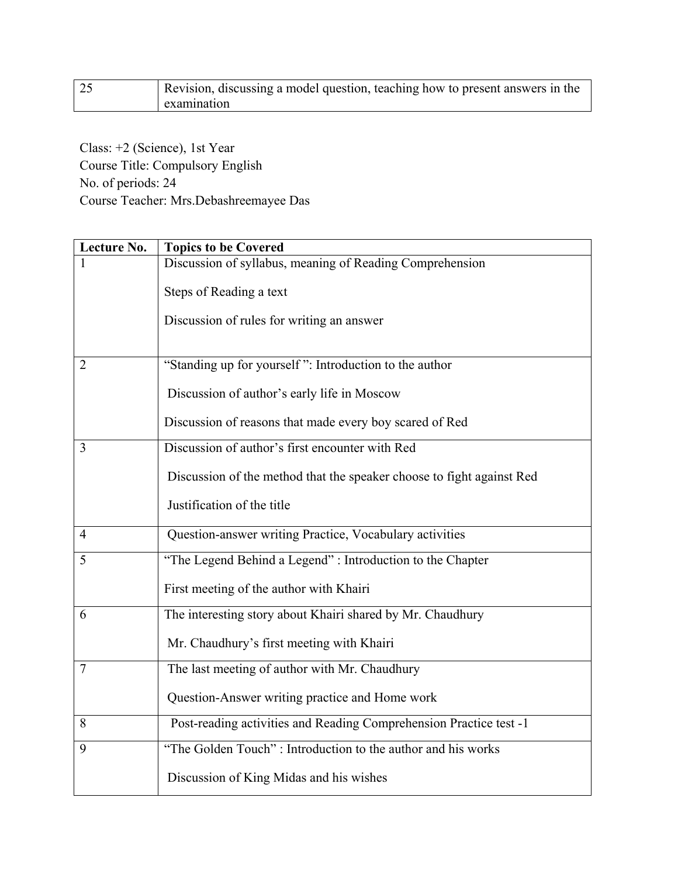| 25 | Revision, discussing a model question, teaching how to present answers in the examination |
|---|---|

Class: +2 (Science), 1st Year
Course Title: Compulsory English
No. of periods: 24
Course Teacher: Mrs.Debashreemayee Das

| Lecture No. | Topics to be Covered |
|---|---|
| 1 | Discussion of syllabus, meaning of Reading Comprehension<br><br>Steps of Reading a text<br><br>Discussion of rules for writing an answer |
| 2 | "Standing up for yourself ": Introduction to the author<br><br>Discussion of author's early life in Moscow<br><br>Discussion of reasons that made every boy scared of Red |
| 3 | Discussion of author's first encounter with Red<br><br>Discussion of the method that the speaker choose to fight against Red<br><br>Justification of the title |
| 4 | Question-answer writing Practice, Vocabulary activities |
| 5 | "The Legend Behind a Legend" : Introduction to the Chapter<br><br>First meeting of the author with Khairi |
| 6 | The interesting story about Khairi shared by Mr. Chaudhury<br><br>Mr. Chaudhury's first meeting with Khairi |
| 7 | The last meeting of author with Mr. Chaudhury<br><br>Question-Answer writing practice and Home work |
| 8 | Post-reading activities and Reading Comprehension Practice test -1 |
| 9 | "The Golden Touch" : Introduction to the author and his works<br><br>Discussion of King Midas and his wishes |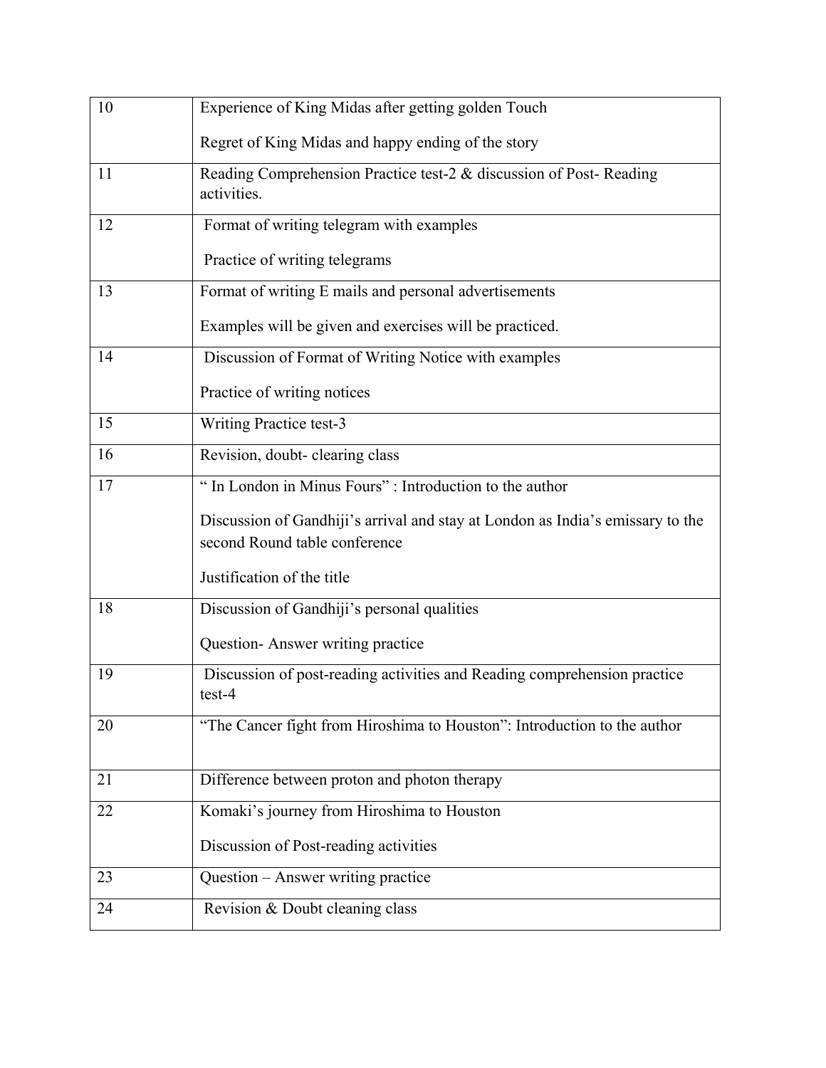| | |
|---|---|
| 10 | Experience of King Midas after getting golden Touch<br><br>Regret of King Midas and happy ending of the story |
| 11 | Reading Comprehension Practice test-2 & discussion of Post- Reading activities. |
| 12 | Format of writing telegram with examples<br><br>Practice of writing telegrams |
| 13 | Format of writing E mails and personal advertisements<br><br>Examples will be given and exercises will be practiced. |
| 14 | Discussion of Format of Writing Notice with examples<br><br>Practice of writing notices |
| 15 | Writing Practice test-3 |
| 16 | Revision, doubt- clearing class |
| 17 | " In London in Minus Fours" : Introduction to the author<br><br>Discussion of Gandhiji's arrival and stay at London as India's emissary to the second Round table conference<br><br>Justification of the title |
| 18 | Discussion of Gandhiji's personal qualities<br><br>Question- Answer writing practice |
| 19 | Discussion of post-reading activities and Reading comprehension practice test-4 |
| 20 | "The Cancer fight from Hiroshima to Houston": Introduction to the author |
| 21 | Difference between proton and photon therapy |
| 22 | Komaki's journey from Hiroshima to Houston<br><br>Discussion of Post-reading activities |
| 23 | Question – Answer writing practice |
| 24 | Revision & Doubt cleaning class |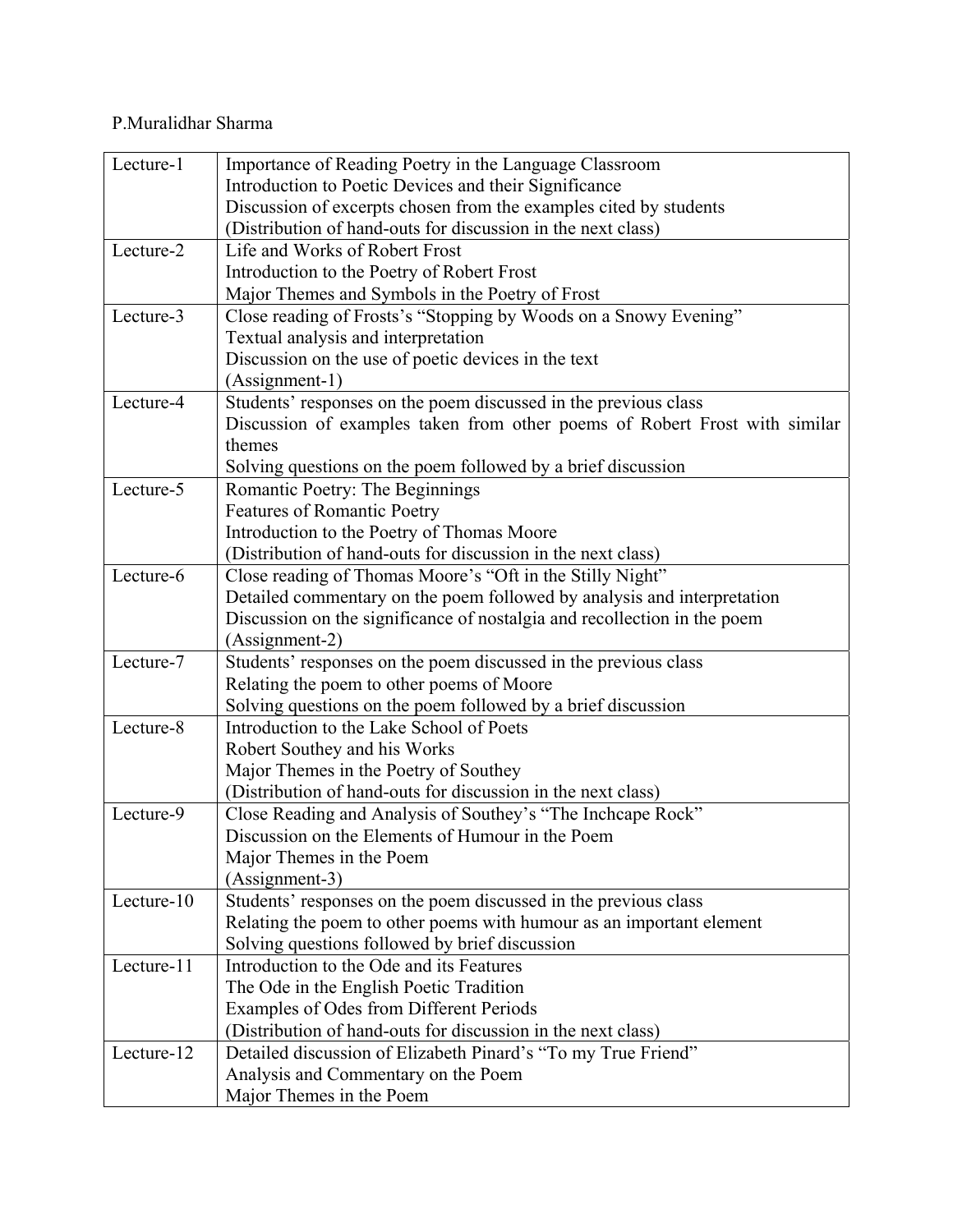P.Muralidhar Sharma

| | |
|---|---|
| Lecture-1 | Importance of Reading Poetry in the Language Classroom<br>Introduction to Poetic Devices and their Significance<br>Discussion of excerpts chosen from the examples cited by students<br>(Distribution of hand-outs for discussion in the next class) |
| Lecture-2 | Life and Works of Robert Frost<br>Introduction to the Poetry of Robert Frost<br>Major Themes and Symbols in the Poetry of Frost |
| Lecture-3 | Close reading of Frosts's "Stopping by Woods on a Snowy Evening"<br>Textual analysis and interpretation<br>Discussion on the use of poetic devices in the text<br>(Assignment-1) |
| Lecture-4 | Students' responses on the poem discussed in the previous class<br>Discussion of examples taken from other poems of Robert Frost with similar themes<br>Solving questions on the poem followed by a brief discussion |
| Lecture-5 | Romantic Poetry: The Beginnings<br>Features of Romantic Poetry<br>Introduction to the Poetry of Thomas Moore<br>(Distribution of hand-outs for discussion in the next class) |
| Lecture-6 | Close reading of Thomas Moore's "Oft in the Stilly Night"<br>Detailed commentary on the poem followed by analysis and interpretation<br>Discussion on the significance of nostalgia and recollection in the poem<br>(Assignment-2) |
| Lecture-7 | Students' responses on the poem discussed in the previous class<br>Relating the poem to other poems of Moore<br>Solving questions on the poem followed by a brief discussion |
| Lecture-8 | Introduction to the Lake School of Poets<br>Robert Southey and his Works<br>Major Themes in the Poetry of Southey<br>(Distribution of hand-outs for discussion in the next class) |
| Lecture-9 | Close Reading and Analysis of Southey's "The Inchcape Rock"<br>Discussion on the Elements of Humour in the Poem<br>Major Themes in the Poem<br>(Assignment-3) |
| Lecture-10 | Students' responses on the poem discussed in the previous class<br>Relating the poem to other poems with humour as an important element<br>Solving questions followed by brief discussion |
| Lecture-11 | Introduction to the Ode and its Features<br>The Ode in the English Poetic Tradition<br>Examples of Odes from Different Periods<br>(Distribution of hand-outs for discussion in the next class) |
| Lecture-12 | Detailed discussion of Elizabeth Pinard's "To my True Friend"<br>Analysis and Commentary on the Poem<br>Major Themes in the Poem |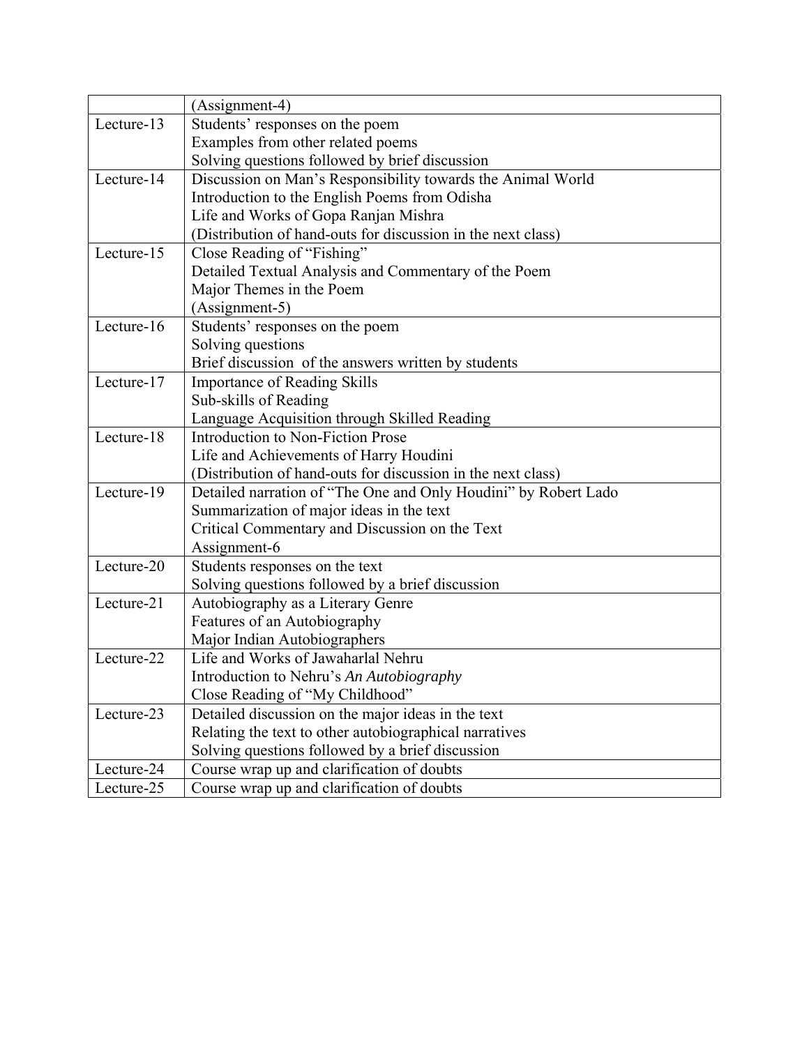| | |
|---|---|
| | (Assignment-4) |
| Lecture-13 | Students' responses on the poem<br>Examples from other related poems<br>Solving questions followed by brief discussion |
| Lecture-14 | Discussion on Man's Responsibility towards the Animal World<br>Introduction to the English Poems from Odisha<br>Life and Works of Gopa Ranjan Mishra<br>(Distribution of hand-outs for discussion in the next class) |
| Lecture-15 | Close Reading of "Fishing"<br>Detailed Textual Analysis and Commentary of the Poem<br>Major Themes in the Poem<br>(Assignment-5) |
| Lecture-16 | Students' responses on the poem<br>Solving questions<br>Brief discussion of the answers written by students |
| Lecture-17 | Importance of Reading Skills<br>Sub-skills of Reading<br>Language Acquisition through Skilled Reading |
| Lecture-18 | Introduction to Non-Fiction Prose<br>Life and Achievements of Harry Houdini<br>(Distribution of hand-outs for discussion in the next class) |
| Lecture-19 | Detailed narration of "The One and Only Houdini" by Robert Lado<br>Summarization of major ideas in the text<br>Critical Commentary and Discussion on the Text<br>Assignment-6 |
| Lecture-20 | Students responses on the text<br>Solving questions followed by a brief discussion |
| Lecture-21 | Autobiography as a Literary Genre<br>Features of an Autobiography<br>Major Indian Autobiographers |
| Lecture-22 | Life and Works of Jawaharlal Nehru<br>Introduction to Nehru's *An Autobiography*<br>Close Reading of "My Childhood" |
| Lecture-23 | Detailed discussion on the major ideas in the text<br>Relating the text to other autobiographical narratives<br>Solving questions followed by a brief discussion |
| Lecture-24 | Course wrap up and clarification of doubts |
| Lecture-25 | Course wrap up and clarification of doubts |